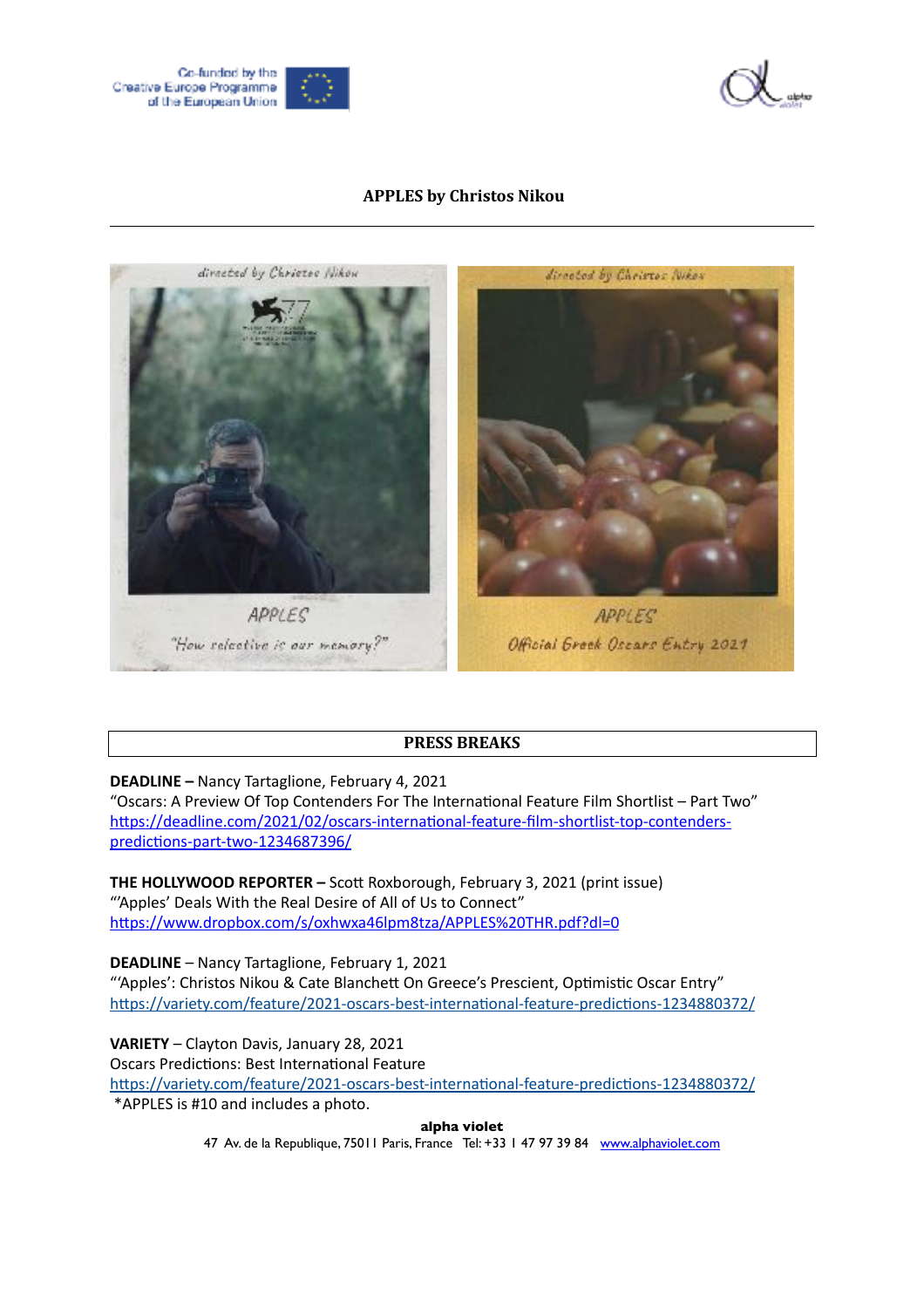Co-funded by the Creative Europe Programme of the European Union

# APPLES by Christos Nikou

directed by Christos Nikou

APPLES

"How selective is our memory?"

directed by Christos Nikou

APPLES

Official Greek Oscars Entry 2021

## PRESS BREAKS

**DEADLINE –** Nancy Tartaglione, February 4, 2021
"Oscars: A Preview Of Top Contenders For The International Feature Film Shortlist – Part Two"
https://deadline.com/2021/02/oscars-international-feature-film-shortlist-top-contenders-predictions-part-two-1234687396/

**THE HOLLYWOOD REPORTER –** Scott Roxborough, February 3, 2021 (print issue)
"'Apples' Deals With the Real Desire of All of Us to Connect"
https://www.dropbox.com/s/oxhwxa46lpm8tza/APPLES%20THR.pdf?dl=0

**DEADLINE** – Nancy Tartaglione, February 1, 2021
"'Apples': Christos Nikou & Cate Blanchett On Greece's Prescient, Optimistic Oscar Entry"
https://variety.com/feature/2021-oscars-best-international-feature-predictions-1234880372/

**VARIETY** – Clayton Davis, January 28, 2021
Oscars Predictions: Best International Feature
https://variety.com/feature/2021-oscars-best-international-feature-predictions-1234880372/
*APPLES is #10 and includes a photo.

**alpha violet**
47 Av. de la Republique, 75011 Paris, France Tel: +33 1 47 97 39 84 www.alphaviolet.com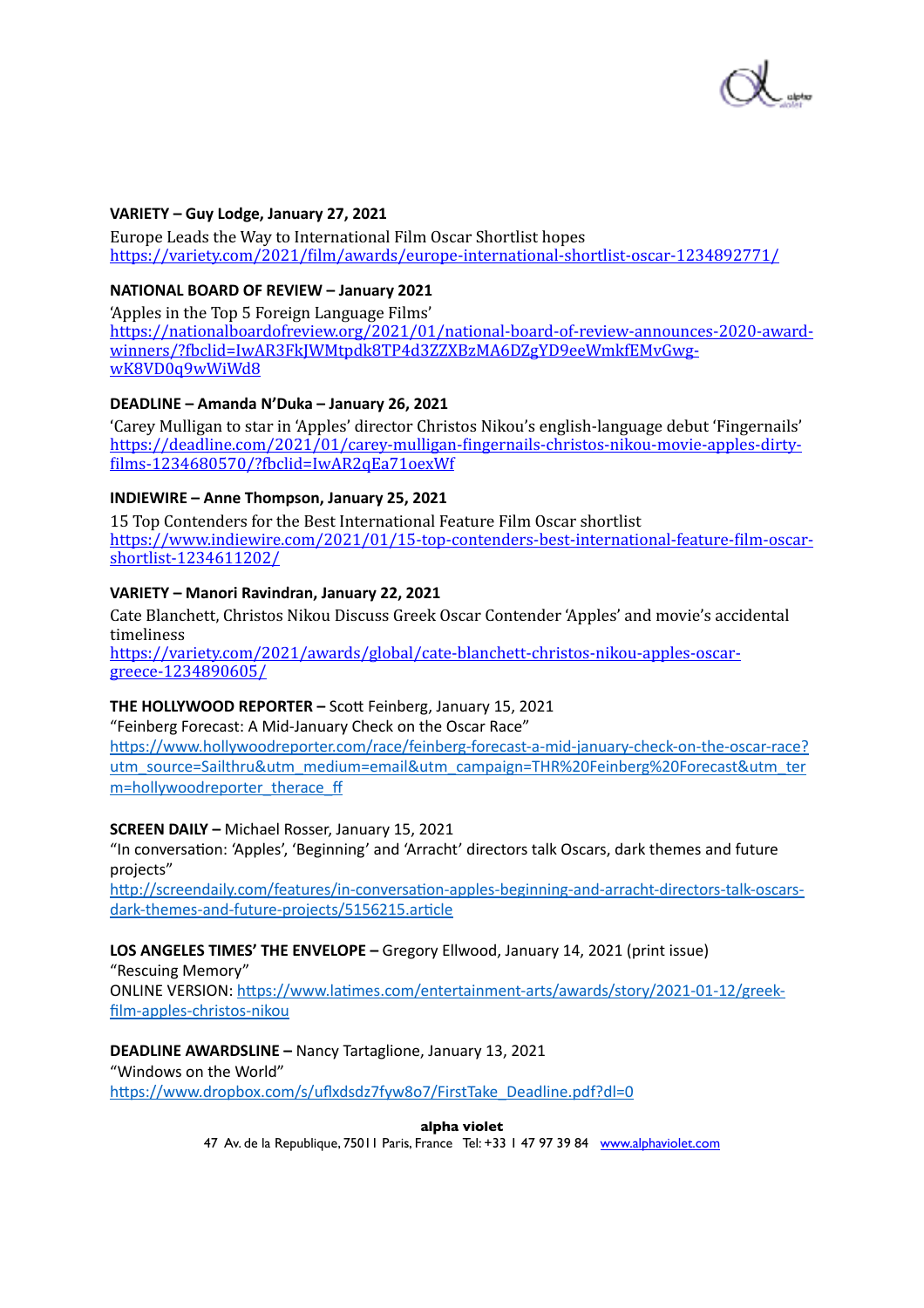**VARIETY – Guy Lodge, January 27, 2021**

Europe Leads the Way to International Film Oscar Shortlist hopes
https://variety.com/2021/film/awards/europe-international-shortlist-oscar-1234892771/

**NATIONAL BOARD OF REVIEW – January 2021**

'Apples in the Top 5 Foreign Language Films'
https://nationalboardofreview.org/2021/01/national-board-of-review-announces-2020-award-winners/?fbclid=IwAR3FkJWMtpdk8TP4d3ZZXBzMA6DZgYD9eeWmkfEMvGwg-wK8VD0q9wWiWd8

**DEADLINE – Amanda N'Duka – January 26, 2021**

'Carey Mulligan to star in 'Apples' director Christos Nikou's english-language debut 'Fingernails'
https://deadline.com/2021/01/carey-mulligan-fingernails-christos-nikou-movie-apples-dirty-films-1234680570/?fbclid=IwAR2qEa71oexWf

**INDIEWIRE – Anne Thompson, January 25, 2021**

15 Top Contenders for the Best International Feature Film Oscar shortlist
https://www.indiewire.com/2021/01/15-top-contenders-best-international-feature-film-oscar-shortlist-1234611202/

**VARIETY – Manori Ravindran, January 22, 2021**

Cate Blanchett, Christos Nikou Discuss Greek Oscar Contender 'Apples' and movie's accidental timeliness
https://variety.com/2021/awards/global/cate-blanchett-christos-nikou-apples-oscar-greece-1234890605/

**THE HOLLYWOOD REPORTER –** Scott Feinberg, January 15, 2021
"Feinberg Forecast: A Mid-January Check on the Oscar Race"
https://www.hollywoodreporter.com/race/feinberg-forecast-a-mid-january-check-on-the-oscar-race?utm_source=Sailthru&utm_medium=email&utm_campaign=THR%20Feinberg%20Forecast&utm_term=hollywoodreporter_therace_ff

**SCREEN DAILY –** Michael Rosser, January 15, 2021
"In conversation: 'Apples', 'Beginning' and 'Arracht' directors talk Oscars, dark themes and future projects"
http://screendaily.com/features/in-conversation-apples-beginning-and-arracht-directors-talk-oscars-dark-themes-and-future-projects/5156215.article

**LOS ANGELES TIMES' THE ENVELOPE –** Gregory Ellwood, January 14, 2021 (print issue)
"Rescuing Memory"
ONLINE VERSION: https://www.latimes.com/entertainment-arts/awards/story/2021-01-12/greek-film-apples-christos-nikou

**DEADLINE AWARDSLINE –** Nancy Tartaglione, January 13, 2021
"Windows on the World"
https://www.dropbox.com/s/uflxdsdz7fyw8o7/FirstTake_Deadline.pdf?dl=0

**alpha violet**
47 Av. de la Republique, 75011 Paris, France Tel: +33 1 47 97 39 84 www.alphaviolet.com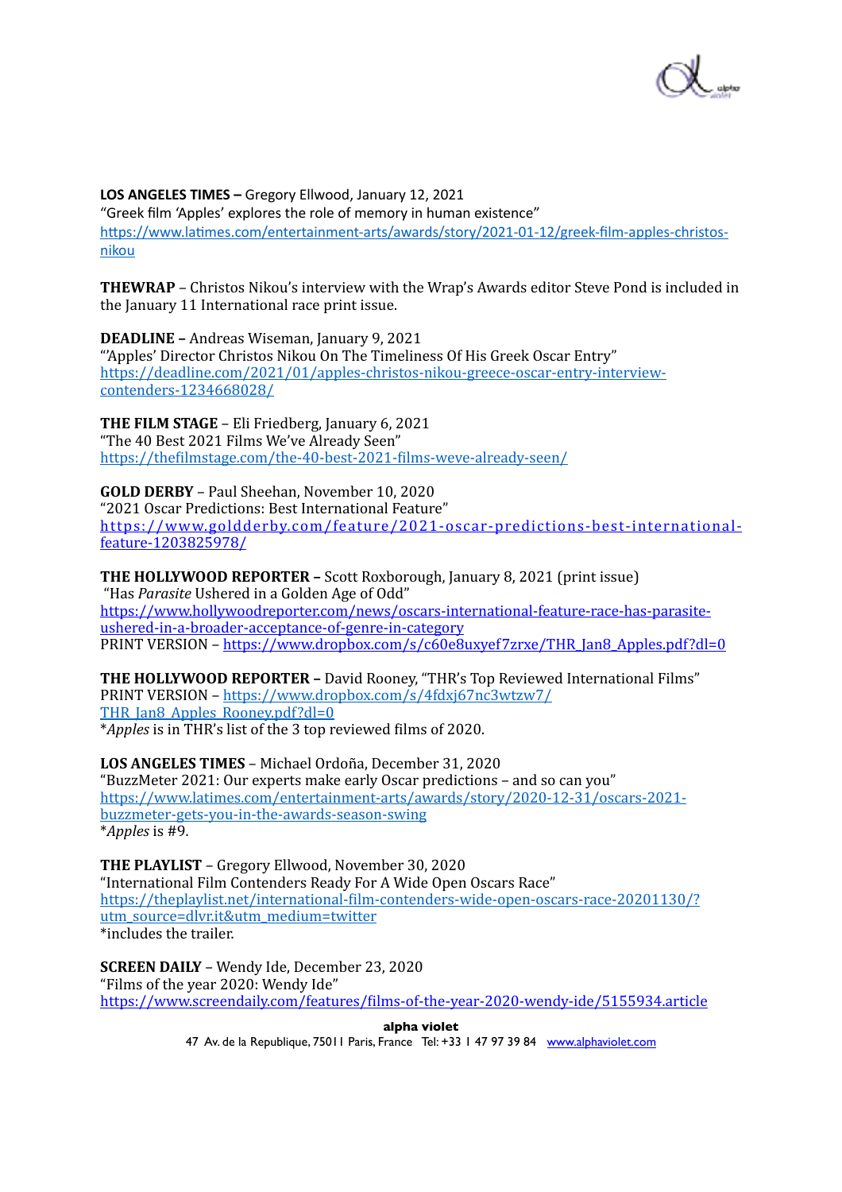**LOS ANGELES TIMES –** Gregory Ellwood, January 12, 2021
"Greek film 'Apples' explores the role of memory in human existence"
[https://www.latimes.com/entertainment-arts/awards/story/2021-01-12/greek-film-apples-christos-nikou](https://www.latimes.com/entertainment-arts/awards/story/2021-01-12/greek-film-apples-christos-nikou)

**THEWRAP** – Christos Nikou's interview with the Wrap's Awards editor Steve Pond is included in the January 11 International race print issue.

**DEADLINE –** Andreas Wiseman, January 9, 2021
"'Apples' Director Christos Nikou On The Timeliness Of His Greek Oscar Entry"
[https://deadline.com/2021/01/apples-christos-nikou-greece-oscar-entry-interview-contenders-1234668028/](https://deadline.com/2021/01/apples-christos-nikou-greece-oscar-entry-interview-contenders-1234668028/)

**THE FILM STAGE** – Eli Friedberg, January 6, 2021
"The 40 Best 2021 Films We've Already Seen"
[https://thefilmstage.com/the-40-best-2021-films-weve-already-seen/](https://thefilmstage.com/the-40-best-2021-films-weve-already-seen/)

**GOLD DERBY** – Paul Sheehan, November 10, 2020
"2021 Oscar Predictions: Best International Feature"
[https://www.goldderby.com/feature/2021-oscar-predictions-best-international-feature-1203825978/](https://www.goldderby.com/feature/2021-oscar-predictions-best-international-feature-1203825978/)

**THE HOLLYWOOD REPORTER –** Scott Roxborough, January 8, 2021 (print issue)
"Has *Parasite* Ushered in a Golden Age of Odd"
[https://www.hollywoodreporter.com/news/oscars-international-feature-race-has-parasite-ushered-in-a-broader-acceptance-of-genre-in-category](https://www.hollywoodreporter.com/news/oscars-international-feature-race-has-parasite-ushered-in-a-broader-acceptance-of-genre-in-category)
PRINT VERSION – [https://www.dropbox.com/s/c60e8uxyef7zrxe/THR_Jan8_Apples.pdf?dl=0](https://www.dropbox.com/s/c60e8uxyef7zrxe/THR_Jan8_Apples.pdf?dl=0)

**THE HOLLYWOOD REPORTER –** David Rooney, "THR's Top Reviewed International Films"
PRINT VERSION – [https://www.dropbox.com/s/4fdxj67nc3wtzw7/THR_Jan8_Apples_Rooney.pdf?dl=0](https://www.dropbox.com/s/4fdxj67nc3wtzw7/THR_Jan8_Apples_Rooney.pdf?dl=0)
**Apples* is in THR's list of the 3 top reviewed films of 2020.

**LOS ANGELES TIMES** – Michael Ordoña, December 31, 2020
"BuzzMeter 2021: Our experts make early Oscar predictions – and so can you"
[https://www.latimes.com/entertainment-arts/awards/story/2020-12-31/oscars-2021-buzzmeter-gets-you-in-the-awards-season-swing](https://www.latimes.com/entertainment-arts/awards/story/2020-12-31/oscars-2021-buzzmeter-gets-you-in-the-awards-season-swing)
**Apples* is #9.

**THE PLAYLIST** – Gregory Ellwood, November 30, 2020
"International Film Contenders Ready For A Wide Open Oscars Race"
[https://theplaylist.net/international-film-contenders-wide-open-oscars-race-20201130/?utm_source=dlvr.it&utm_medium=twitter](https://theplaylist.net/international-film-contenders-wide-open-oscars-race-20201130/?utm_source=dlvr.it&utm_medium=twitter)
*includes the trailer.

**SCREEN DAILY** – Wendy Ide, December 23, 2020
"Films of the year 2020: Wendy Ide"
[https://www.screendaily.com/features/films-of-the-year-2020-wendy-ide/5155934.article](https://www.screendaily.com/features/films-of-the-year-2020-wendy-ide/5155934.article)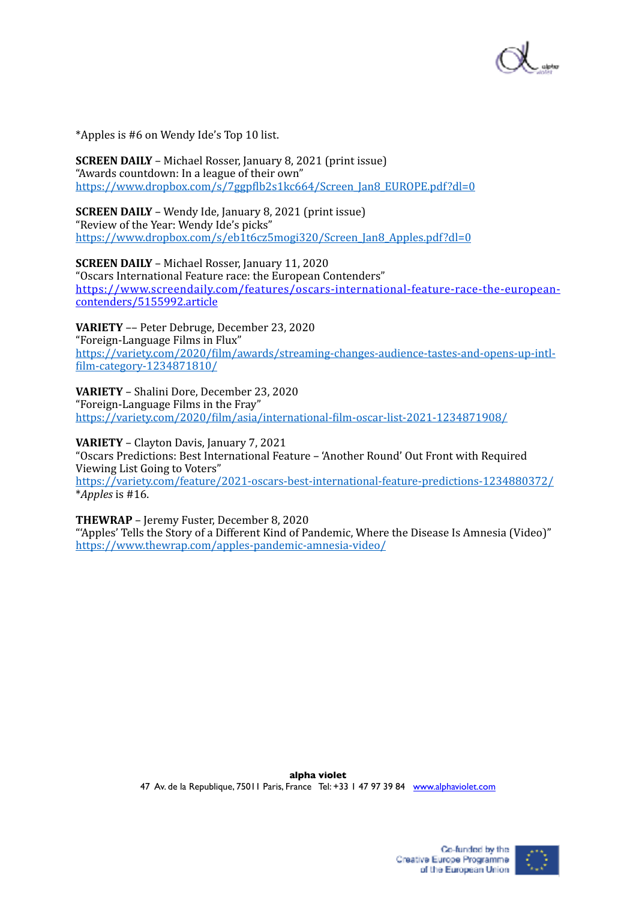*Apples is #6 on Wendy Ide's Top 10 list.

**SCREEN DAILY** – Michael Rosser, January 8, 2021 (print issue)
"Awards countdown: In a league of their own"
https://www.dropbox.com/s/7ggpflb2s1kc664/Screen_Jan8_EUROPE.pdf?dl=0

**SCREEN DAILY** – Wendy Ide, January 8, 2021 (print issue)
"Review of the Year: Wendy Ide's picks"
https://www.dropbox.com/s/eb1t6cz5mogi320/Screen_Jan8_Apples.pdf?dl=0

**SCREEN DAILY** – Michael Rosser, January 11, 2020
"Oscars International Feature race: the European Contenders"
https://www.screendaily.com/features/oscars-international-feature-race-the-european-contenders/5155992.article

**VARIETY** –– Peter Debruge, December 23, 2020
"Foreign-Language Films in Flux"
https://variety.com/2020/film/awards/streaming-changes-audience-tastes-and-opens-up-intl-film-category-1234871810/

**VARIETY** – Shalini Dore, December 23, 2020
"Foreign-Language Films in the Fray"
https://variety.com/2020/film/asia/international-film-oscar-list-2021-1234871908/

**VARIETY** – Clayton Davis, January 7, 2021
"Oscars Predictions: Best International Feature – 'Another Round' Out Front with Required Viewing List Going to Voters"
https://variety.com/feature/2021-oscars-best-international-feature-predictions-1234880372/
**Apples* is #16.

**THEWRAP** – Jeremy Fuster, December 8, 2020
"'Apples' Tells the Story of a Different Kind of Pandemic, Where the Disease Is Amnesia (Video)"
https://www.thewrap.com/apples-pandemic-amnesia-video/